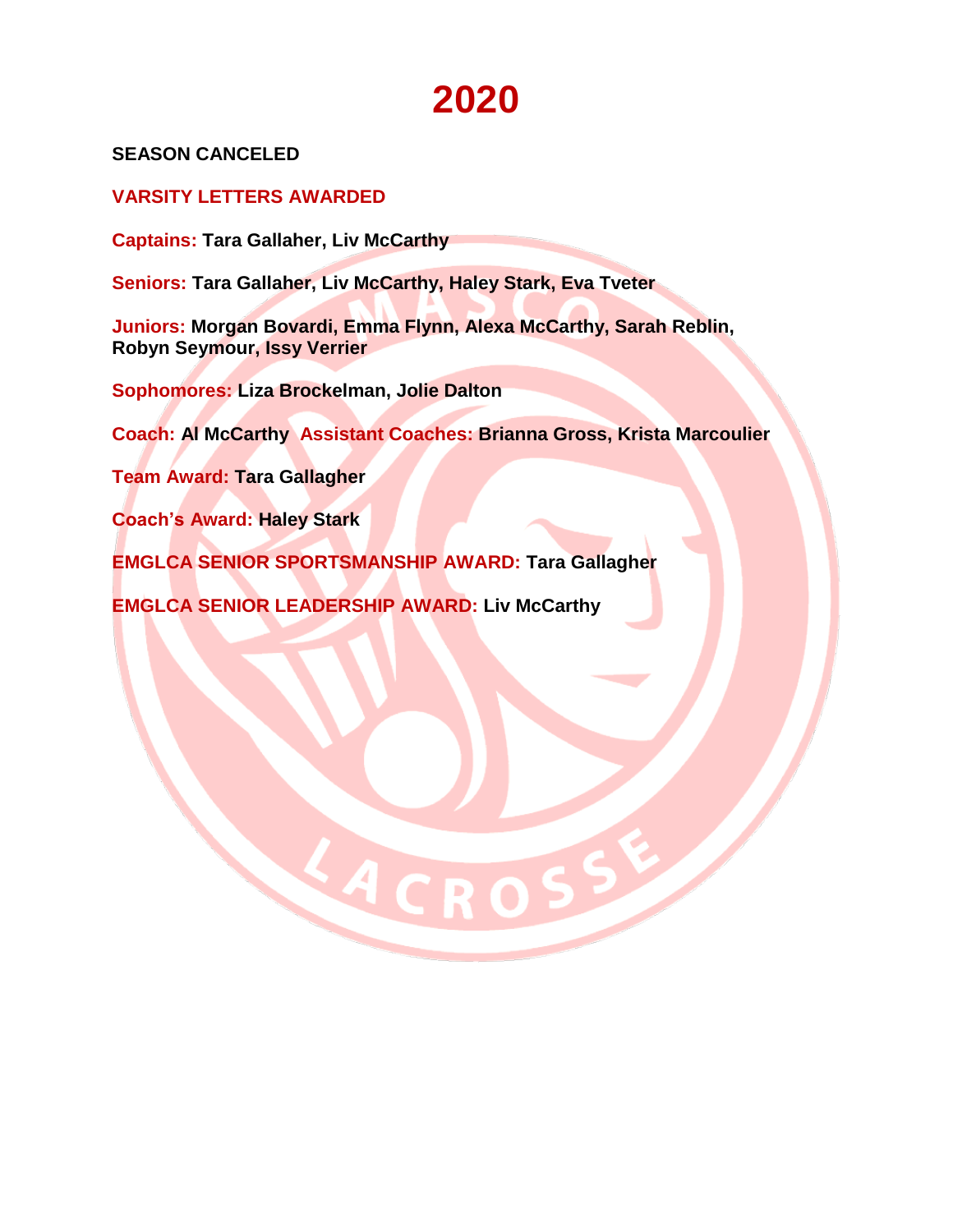# 2020

**SEASON CANCELED**

**VARSITY LETTERS AWARDED**

**Captains:** Tara Gallaher, Liv McCarthy

**Seniors:** Tara Gallaher, Liv McCarthy, Haley Stark, Eva Tveter

**Juniors:** Morgan Bovardi, Emma Flynn, Alexa McCarthy, Sarah Reblin, Robyn Seymour, Issy Verrier

**Sophomores:** Liza Brockelman, Jolie Dalton

**Coach:** Al McCarthy **Assistant Coaches:** Brianna Gross, Krista Marcoulier

**Team Award:** Tara Gallagher

**Coach's Award:** Haley Stark

**EMGLCA SENIOR SPORTSMANSHIP AWARD:** Tara Gallagher

**EMGLCA SENIOR LEADERSHIP AWARD:** Liv McCarthy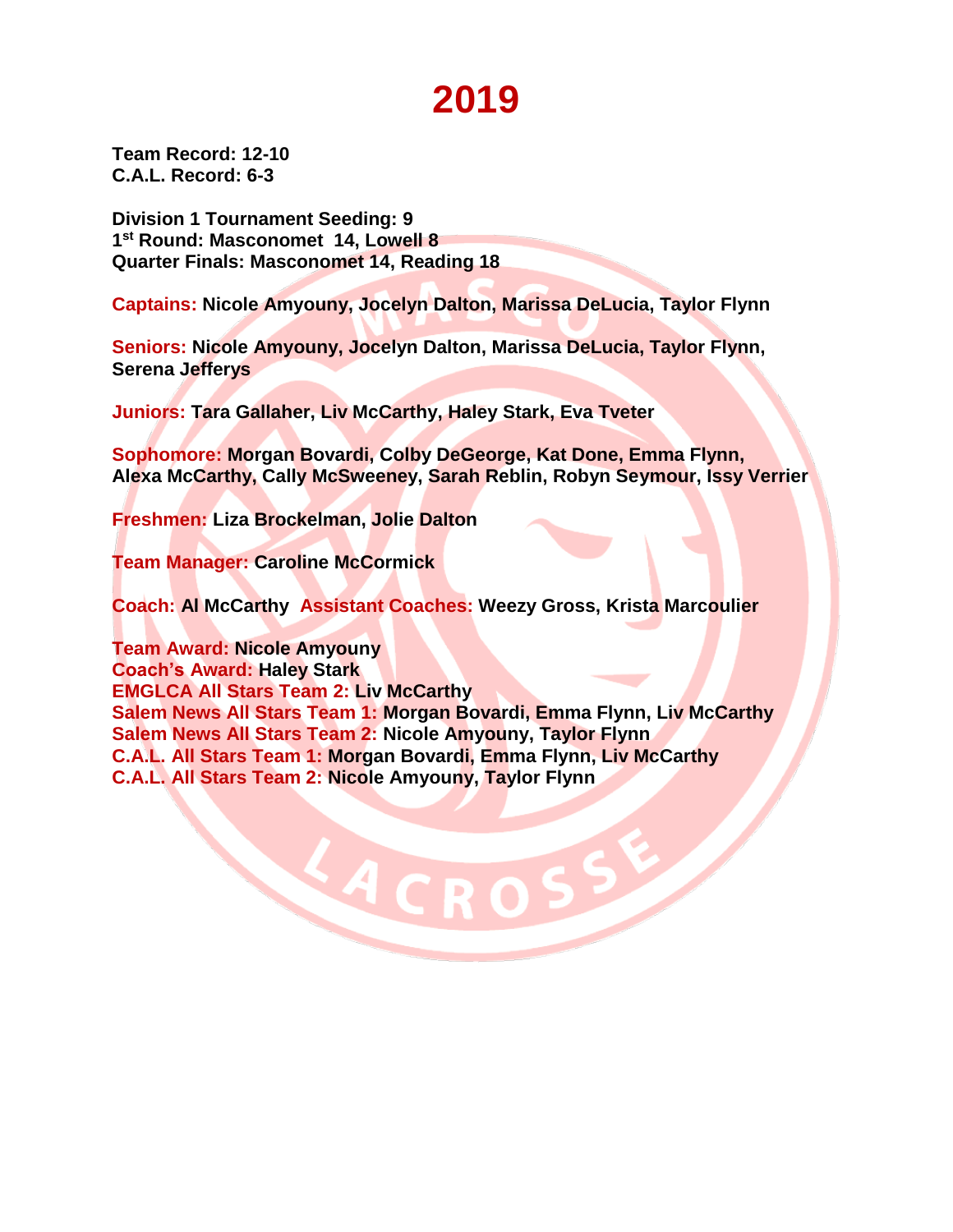# 2019

**Team Record: 12-10**
**C.A.L. Record: 6-3**

**Division 1 Tournament Seeding: 9**
**1st Round: Masconomet 14, Lowell 8**
**Quarter Finals: Masconomet 14, Reading 18**

**Captains: Nicole Amyouny, Jocelyn Dalton, Marissa DeLucia, Taylor Flynn**

**Seniors: Nicole Amyouny, Jocelyn Dalton, Marissa DeLucia, Taylor Flynn, Serena Jefferys**

**Juniors: Tara Gallaher, Liv McCarthy, Haley Stark, Eva Tveter**

**Sophomore: Morgan Bovardi, Colby DeGeorge, Kat Done, Emma Flynn, Alexa McCarthy, Cally McSweeney, Sarah Reblin, Robyn Seymour, Issy Verrier**

**Freshmen: Liza Brockelman, Jolie Dalton**

**Team Manager: Caroline McCormick**

**Coach: Al McCarthy Assistant Coaches: Weezy Gross, Krista Marcoulier**

**Team Award: Nicole Amyouny**
**Coach's Award: Haley Stark**
**EMGLCA All Stars Team 2: Liv McCarthy**
**Salem News All Stars Team 1: Morgan Bovardi, Emma Flynn, Liv McCarthy**
**Salem News All Stars Team 2: Nicole Amyouny, Taylor Flynn**
**C.A.L. All Stars Team 1: Morgan Bovardi, Emma Flynn, Liv McCarthy**
**C.A.L. All Stars Team 2: Nicole Amyouny, Taylor Flynn**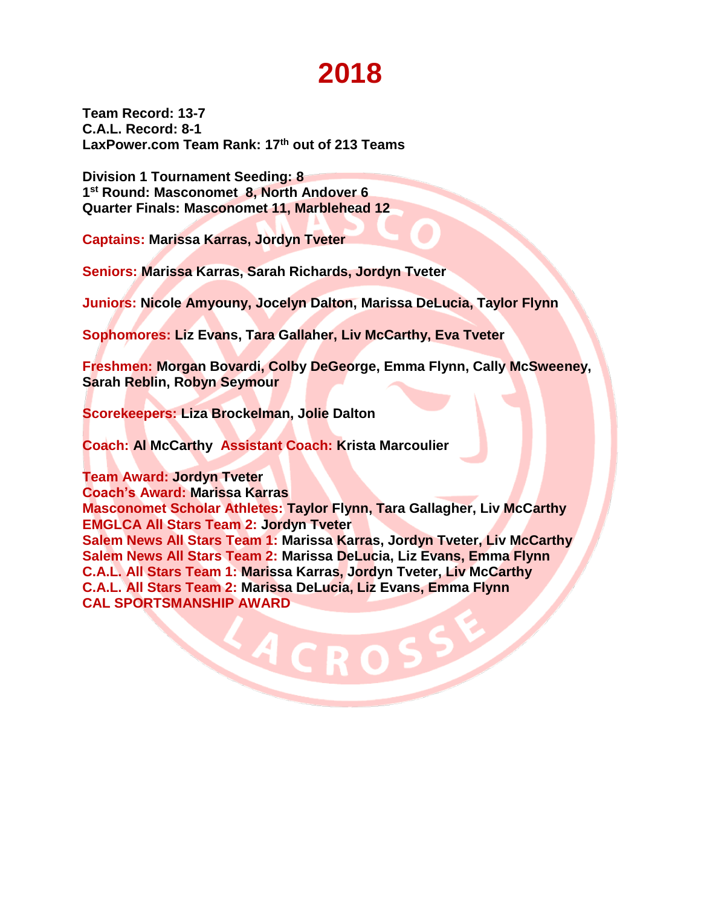# 2018

**Team Record: 13-7**
**C.A.L. Record: 8-1**
**LaxPower.com Team Rank: 17th out of 213 Teams**

**Division 1 Tournament Seeding: 8**
**1st Round: Masconomet 8, North Andover 6**
**Quarter Finals: Masconomet 11, Marblehead 12**

**Captains: Marissa Karras, Jordyn Tveter**

**Seniors: Marissa Karras, Sarah Richards, Jordyn Tveter**

**Juniors: Nicole Amyouny, Jocelyn Dalton, Marissa DeLucia, Taylor Flynn**

**Sophomores: Liz Evans, Tara Gallaher, Liv McCarthy, Eva Tveter**

**Freshmen: Morgan Bovardi, Colby DeGeorge, Emma Flynn, Cally McSweeney, Sarah Reblin, Robyn Seymour**

**Scorekeepers: Liza Brockelman, Jolie Dalton**

**Coach: Al McCarthy  Assistant Coach: Krista Marcoulier**

**Team Award: Jordyn Tveter**
**Coach's Award: Marissa Karras**
**Masconomet Scholar Athletes: Taylor Flynn, Tara Gallagher, Liv McCarthy**
**EMGLCA All Stars Team 2: Jordyn Tveter**
**Salem News All Stars Team 1: Marissa Karras, Jordyn Tveter, Liv McCarthy**
**Salem News All Stars Team 2: Marissa DeLucia, Liz Evans, Emma Flynn**
**C.A.L. All Stars Team 1: Marissa Karras, Jordyn Tveter, Liv McCarthy**
**C.A.L. All Stars Team 2: Marissa DeLucia, Liz Evans, Emma Flynn**
**CAL SPORTSMANSHIP AWARD**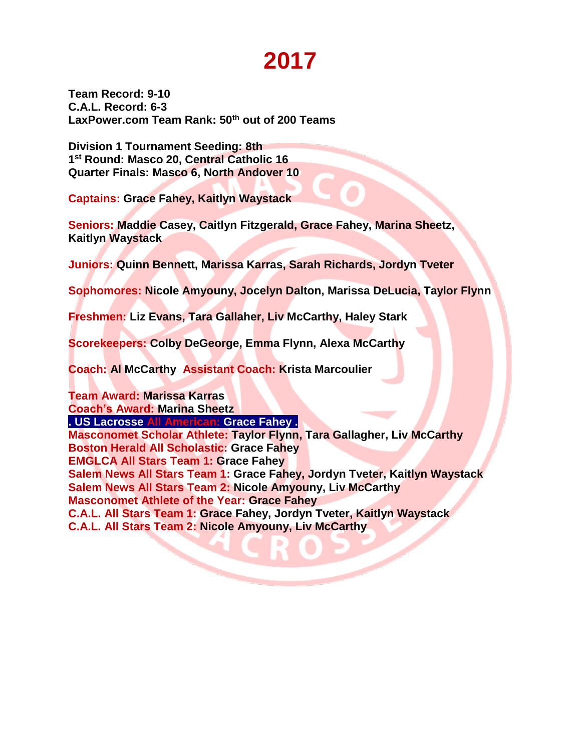# 2017

**Team Record: 9-10**
**C.A.L. Record: 6-3**
**LaxPower.com Team Rank: 50th out of 200 Teams**

**Division 1 Tournament Seeding: 8th**
**1st Round: Masco 20, Central Catholic 16**
**Quarter Finals: Masco 6, North Andover 10**

**Captains: Grace Fahey, Kaitlyn Waystack**

**Seniors: Maddie Casey, Caitlyn Fitzgerald, Grace Fahey, Marina Sheetz, Kaitlyn Waystack**

**Juniors: Quinn Bennett, Marissa Karras, Sarah Richards, Jordyn Tveter**

**Sophomores: Nicole Amyouny, Jocelyn Dalton, Marissa DeLucia, Taylor Flynn**

**Freshmen: Liz Evans, Tara Gallaher, Liv McCarthy, Haley Stark**

**Scorekeepers: Colby DeGeorge, Emma Flynn, Alexa McCarthy**

**Coach: Al McCarthy  Assistant Coach: Krista Marcoulier**

**Team Award: Marissa Karras**
**Coach's Award: Marina Sheetz**
**. US Lacrosse All American: Grace Fahey .**
**Masconomet Scholar Athlete: Taylor Flynn, Tara Gallagher, Liv McCarthy**
**Boston Herald All Scholastic: Grace Fahey**
**EMGLCA All Stars Team 1: Grace Fahey**
**Salem News All Stars Team 1: Grace Fahey, Jordyn Tveter, Kaitlyn Waystack**
**Salem News All Stars Team 2: Nicole Amyouny, Liv McCarthy**
**Masconomet Athlete of the Year: Grace Fahey**
**C.A.L. All Stars Team 1: Grace Fahey, Jordyn Tveter, Kaitlyn Waystack**
**C.A.L. All Stars Team 2: Nicole Amyouny, Liv McCarthy**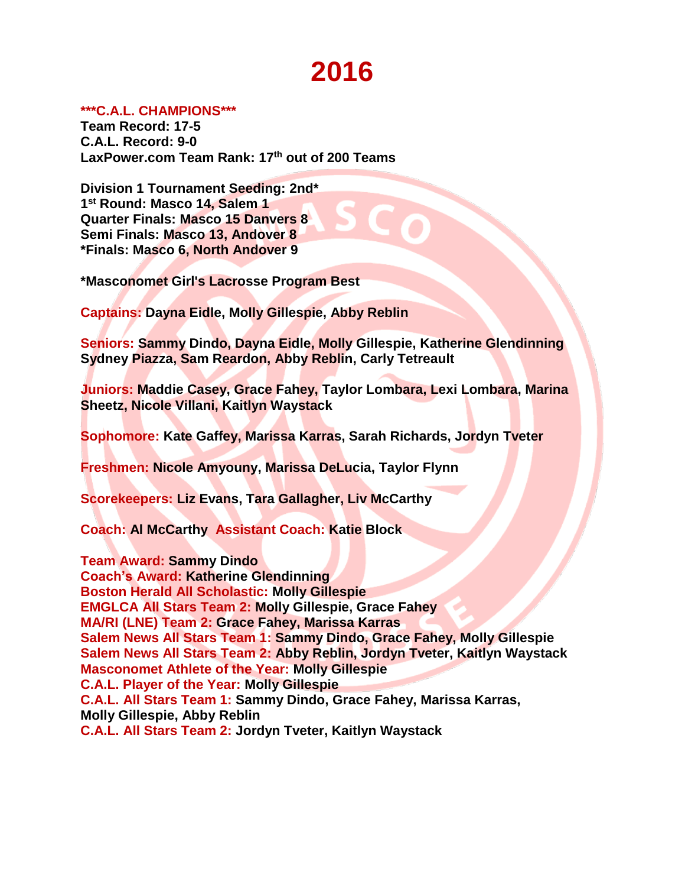# 2016

**\*\*\*C.A.L. CHAMPIONS\*\*\***
**Team Record: 17-5**
**C.A.L. Record: 9-0**
**LaxPower.com Team Rank: 17th out of 200 Teams**

**Division 1 Tournament Seeding: 2nd\***
**1st Round: Masco 14, Salem 1**
**Quarter Finals: Masco 15 Danvers 8**
**Semi Finals: Masco 13, Andover 8**
**\*Finals: Masco 6, North Andover 9**

**\*Masconomet Girl's Lacrosse Program Best**

**Captains:** **Dayna Eidle, Molly Gillespie, Abby Reblin**

**Seniors:** **Sammy Dindo, Dayna Eidle, Molly Gillespie, Katherine Glendinning Sydney Piazza, Sam Reardon, Abby Reblin, Carly Tetreault**

**Juniors:** **Maddie Casey, Grace Fahey, Taylor Lombara, Lexi Lombara, Marina Sheetz, Nicole Villani, Kaitlyn Waystack**

**Sophomore:** **Kate Gaffey, Marissa Karras, Sarah Richards, Jordyn Tveter**

**Freshmen:** **Nicole Amyouny, Marissa DeLucia, Taylor Flynn**

**Scorekeepers:** **Liz Evans, Tara Gallagher, Liv McCarthy**

**Coach:** **Al McCarthy** **Assistant Coach:** **Katie Block**

**Team Award:** **Sammy Dindo**
**Coach's Award:** **Katherine Glendinning**
**Boston Herald All Scholastic:** **Molly Gillespie**
**EMGLCA All Stars Team 2:** **Molly Gillespie, Grace Fahey**
**MA/RI (LNE) Team 2:** **Grace Fahey, Marissa Karras**
**Salem News All Stars Team 1:** **Sammy Dindo, Grace Fahey, Molly Gillespie**
**Salem News All Stars Team 2:** **Abby Reblin, Jordyn Tveter, Kaitlyn Waystack**
**Masconomet Athlete of the Year:** **Molly Gillespie**
**C.A.L. Player of the Year:** **Molly Gillespie**
**C.A.L. All Stars Team 1:** **Sammy Dindo, Grace Fahey, Marissa Karras, Molly Gillespie, Abby Reblin**
**C.A.L. All Stars Team 2:** **Jordyn Tveter, Kaitlyn Waystack**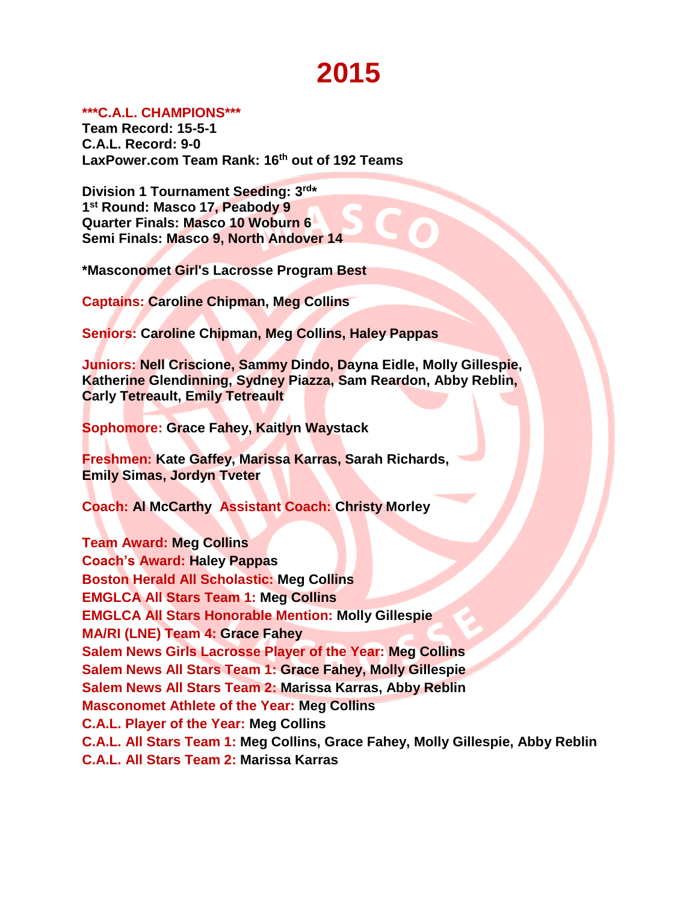# 2015

**\*\*\*C.A.L. CHAMPIONS\*\*\***
**Team Record: 15-5-1**
**C.A.L. Record: 9-0**
**LaxPower.com Team Rank: 16th out of 192 Teams**

**Division 1 Tournament Seeding: 3rd\***
**1st Round: Masco 17, Peabody 9**
**Quarter Finals: Masco 10 Woburn 6**
**Semi Finals: Masco 9, North Andover 14**

**\*Masconomet Girl's Lacrosse Program Best**

**Captains:** **Caroline Chipman, Meg Collins**

**Seniors:** **Caroline Chipman, Meg Collins, Haley Pappas**

**Juniors:** **Nell Criscione, Sammy Dindo, Dayna Eidle, Molly Gillespie, Katherine Glendinning, Sydney Piazza, Sam Reardon, Abby Reblin, Carly Tetreault, Emily Tetreault**

**Sophomore:** **Grace Fahey, Kaitlyn Waystack**

**Freshmen:** **Kate Gaffey, Marissa Karras, Sarah Richards, Emily Simas, Jordyn Tveter**

**Coach:** **Al McCarthy** **Assistant Coach:** **Christy Morley**

**Team Award:** **Meg Collins**
**Coach's Award:** **Haley Pappas**
**Boston Herald All Scholastic:** **Meg Collins**
**EMGLCA All Stars Team 1:** **Meg Collins**
**EMGLCA All Stars Honorable Mention:** **Molly Gillespie**
**MA/RI (LNE) Team 4:** **Grace Fahey**
**Salem News Girls Lacrosse Player of the Year:** **Meg Collins**
**Salem News All Stars Team 1:** **Grace Fahey, Molly Gillespie**
**Salem News All Stars Team 2:** **Marissa Karras, Abby Reblin**
**Masconomet Athlete of the Year:** **Meg Collins**
**C.A.L. Player of the Year:** **Meg Collins**
**C.A.L. All Stars Team 1:** **Meg Collins, Grace Fahey, Molly Gillespie, Abby Reblin**
**C.A.L. All Stars Team 2:** **Marissa Karras**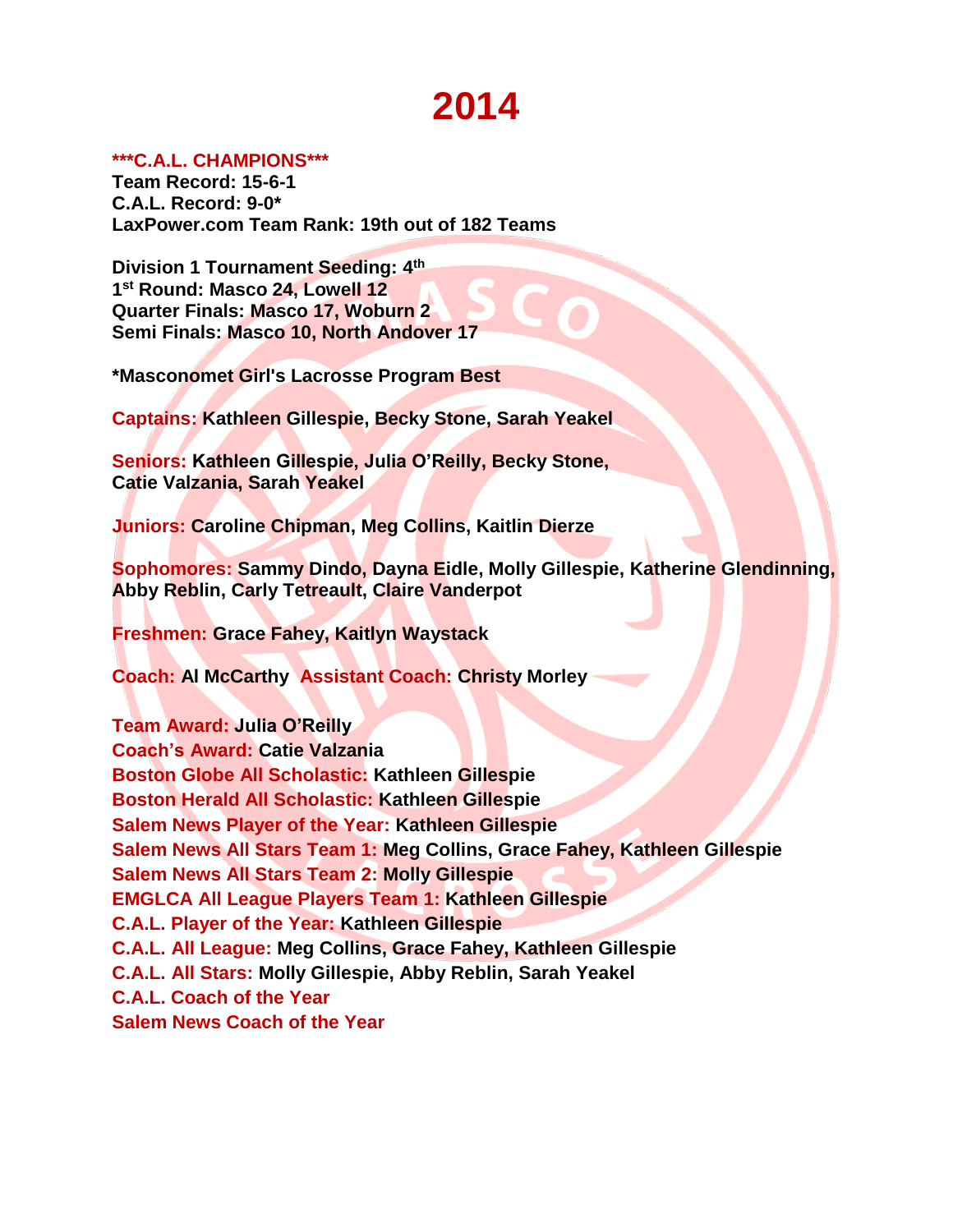# 2014

**\*\*\*C.A.L. CHAMPIONS\*\*\***
**Team Record: 15-6-1**
**C.A.L. Record: 9-0\***
**LaxPower.com Team Rank: 19th out of 182 Teams**

**Division 1 Tournament Seeding: 4th**
**1st Round: Masco 24, Lowell 12**
**Quarter Finals: Masco 17, Woburn 2**
**Semi Finals: Masco 10, North Andover 17**

**\*Masconomet Girl's Lacrosse Program Best**

**Captains:** Kathleen Gillespie, Becky Stone, Sarah Yeakel

**Seniors:** Kathleen Gillespie, Julia O'Reilly, Becky Stone, Catie Valzania, Sarah Yeakel

**Juniors:** Caroline Chipman, Meg Collins, Kaitlin Dierze

**Sophomores:** Sammy Dindo, Dayna Eidle, Molly Gillespie, Katherine Glendinning, Abby Reblin, Carly Tetreault, Claire Vanderpot

**Freshmen:** Grace Fahey, Kaitlyn Waystack

**Coach:** Al McCarthy **Assistant Coach:** Christy Morley

**Team Award:** Julia O'Reilly
**Coach's Award:** Catie Valzania
**Boston Globe All Scholastic:** Kathleen Gillespie
**Boston Herald All Scholastic:** Kathleen Gillespie
**Salem News Player of the Year:** Kathleen Gillespie
**Salem News All Stars Team 1:** Meg Collins, Grace Fahey, Kathleen Gillespie
**Salem News All Stars Team 2:** Molly Gillespie
**EMGLCA All League Players Team 1:** Kathleen Gillespie
**C.A.L. Player of the Year:** Kathleen Gillespie
**C.A.L. All League:** Meg Collins, Grace Fahey, Kathleen Gillespie
**C.A.L. All Stars:** Molly Gillespie, Abby Reblin, Sarah Yeakel
**C.A.L. Coach of the Year**
**Salem News Coach of the Year**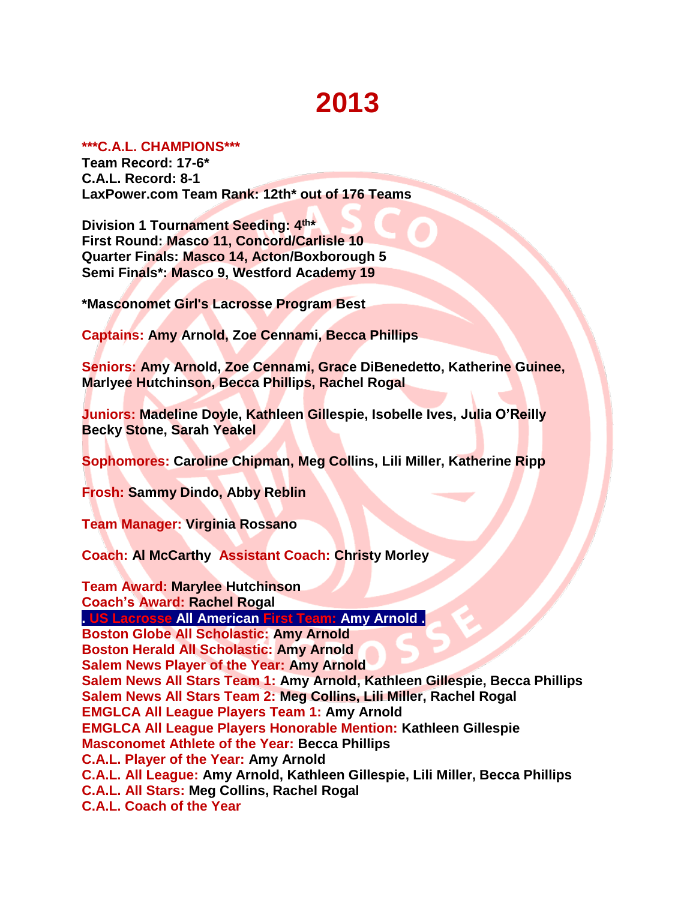# 2013

**\*\*\*C.A.L. CHAMPIONS\*\*\***
**Team Record: 17-6\***
**C.A.L. Record: 8-1**
**LaxPower.com Team Rank: 12th\* out of 176 Teams**

**Division 1 Tournament Seeding: 4th\***
**First Round: Masco 11, Concord/Carlisle 10**
**Quarter Finals: Masco 14, Acton/Boxborough 5**
**Semi Finals\*: Masco 9, Westford Academy 19**

**\*Masconomet Girl's Lacrosse Program Best**

**Captains: Amy Arnold, Zoe Cennami, Becca Phillips**

**Seniors: Amy Arnold, Zoe Cennami, Grace DiBenedetto, Katherine Guinee, Marlyee Hutchinson, Becca Phillips, Rachel Rogal**

**Juniors: Madeline Doyle, Kathleen Gillespie, Isobelle Ives, Julia O'Reilly Becky Stone, Sarah Yeakel**

**Sophomores: Caroline Chipman, Meg Collins, Lili Miller, Katherine Ripp**

**Frosh: Sammy Dindo, Abby Reblin**

**Team Manager: Virginia Rossano**

**Coach: Al McCarthy Assistant Coach: Christy Morley**

**Team Award: Marylee Hutchinson**
**Coach's Award: Rachel Rogal**
**. US Lacrosse All American First Team: Amy Arnold .**
**Boston Globe All Scholastic: Amy Arnold**
**Boston Herald All Scholastic: Amy Arnold**
**Salem News Player of the Year: Amy Arnold**
**Salem News All Stars Team 1: Amy Arnold, Kathleen Gillespie, Becca Phillips**
**Salem News All Stars Team 2: Meg Collins, Lili Miller, Rachel Rogal**
**EMGLCA All League Players Team 1: Amy Arnold**
**EMGLCA All League Players Honorable Mention: Kathleen Gillespie**
**Masconomet Athlete of the Year: Becca Phillips**
**C.A.L. Player of the Year: Amy Arnold**
**C.A.L. All League: Amy Arnold, Kathleen Gillespie, Lili Miller, Becca Phillips**
**C.A.L. All Stars: Meg Collins, Rachel Rogal**
**C.A.L. Coach of the Year**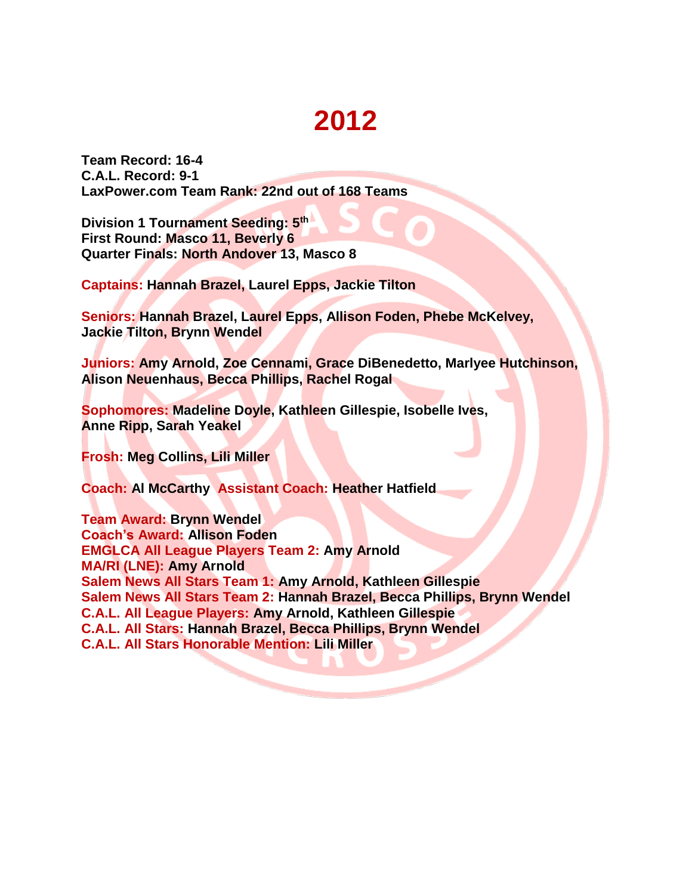# 2012

**Team Record: 16-4**
**C.A.L. Record: 9-1**
**LaxPower.com Team Rank: 22nd out of 168 Teams**

**Division 1 Tournament Seeding: 5th**
**First Round: Masco 11, Beverly 6**
**Quarter Finals: North Andover 13, Masco 8**

**Captains: Hannah Brazel, Laurel Epps, Jackie Tilton**

**Seniors: Hannah Brazel, Laurel Epps, Allison Foden, Phebe McKelvey, Jackie Tilton, Brynn Wendel**

**Juniors: Amy Arnold, Zoe Cennami, Grace DiBenedetto, Marlyee Hutchinson, Alison Neuenhaus, Becca Phillips, Rachel Rogal**

**Sophomores: Madeline Doyle, Kathleen Gillespie, Isobelle Ives, Anne Ripp, Sarah Yeakel**

**Frosh: Meg Collins, Lili Miller**

**Coach: Al McCarthy Assistant Coach: Heather Hatfield**

**Team Award: Brynn Wendel**
**Coach's Award: Allison Foden**
**EMGLCA All League Players Team 2: Amy Arnold**
**MA/RI (LNE): Amy Arnold**
**Salem News All Stars Team 1: Amy Arnold, Kathleen Gillespie**
**Salem News All Stars Team 2: Hannah Brazel, Becca Phillips, Brynn Wendel**
**C.A.L. All League Players: Amy Arnold, Kathleen Gillespie**
**C.A.L. All Stars: Hannah Brazel, Becca Phillips, Brynn Wendel**
**C.A.L. All Stars Honorable Mention: Lili Miller**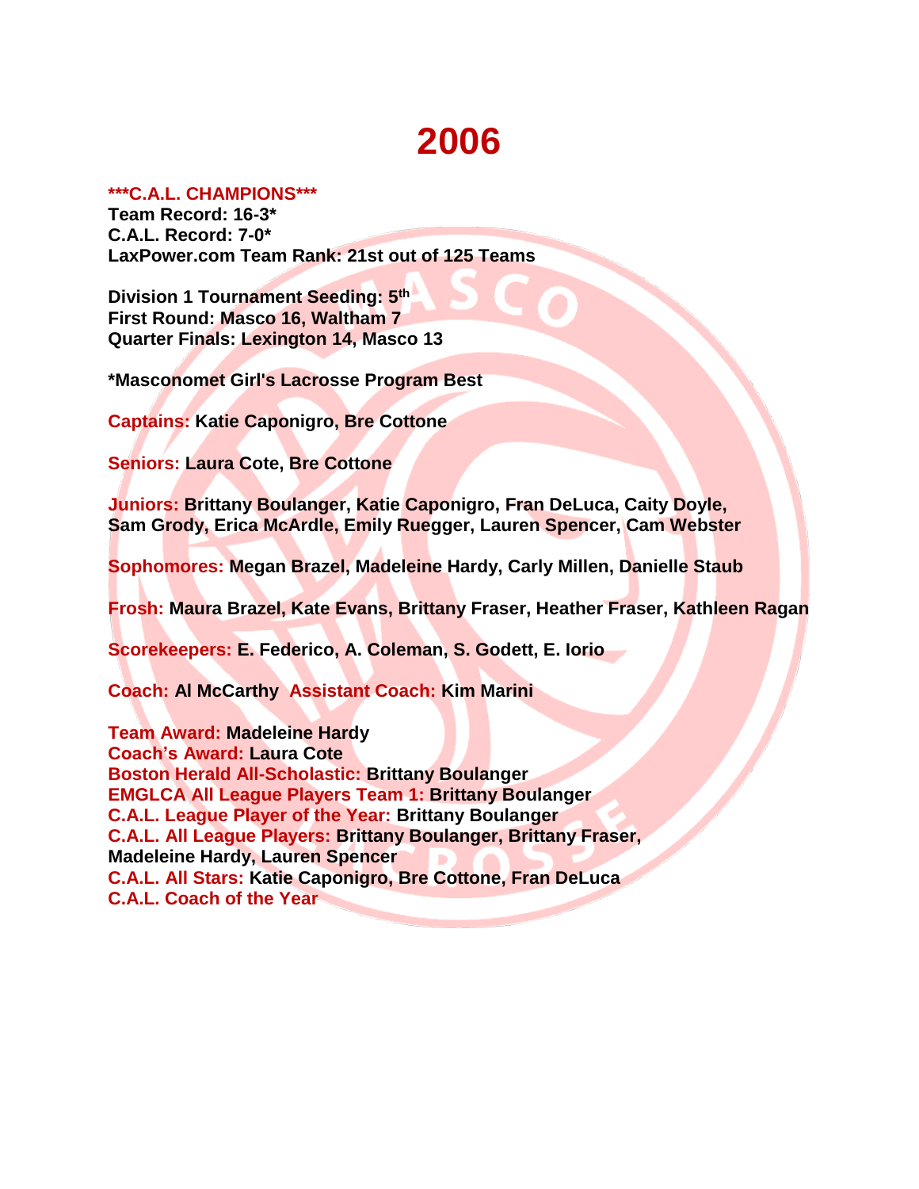# 2006

**\*\*\*C.A.L. CHAMPIONS\*\*\***
**Team Record: 16-3\***
**C.A.L. Record: 7-0\***
**LaxPower.com Team Rank: 21st out of 125 Teams**

**Division 1 Tournament Seeding: 5th**
**First Round: Masco 16, Waltham 7**
**Quarter Finals: Lexington 14, Masco 13**

**\*Masconomet Girl's Lacrosse Program Best**

**Captains: Katie Caponigro, Bre Cottone**

**Seniors: Laura Cote, Bre Cottone**

**Juniors: Brittany Boulanger, Katie Caponigro, Fran DeLuca, Caity Doyle, Sam Grody, Erica McArdle, Emily Ruegger, Lauren Spencer, Cam Webster**

**Sophomores: Megan Brazel, Madeleine Hardy, Carly Millen, Danielle Staub**

**Frosh: Maura Brazel, Kate Evans, Brittany Fraser, Heather Fraser, Kathleen Ragan**

**Scorekeepers: E. Federico, A. Coleman, S. Godett, E. Iorio**

**Coach: Al McCarthy Assistant Coach: Kim Marini**

**Team Award: Madeleine Hardy**
**Coach's Award: Laura Cote**
**Boston Herald All-Scholastic: Brittany Boulanger**
**EMGLCA All League Players Team 1: Brittany Boulanger**
**C.A.L. League Player of the Year: Brittany Boulanger**
**C.A.L. All League Players: Brittany Boulanger, Brittany Fraser, Madeleine Hardy, Lauren Spencer**
**C.A.L. All Stars: Katie Caponigro, Bre Cottone, Fran DeLuca**
**C.A.L. Coach of the Year**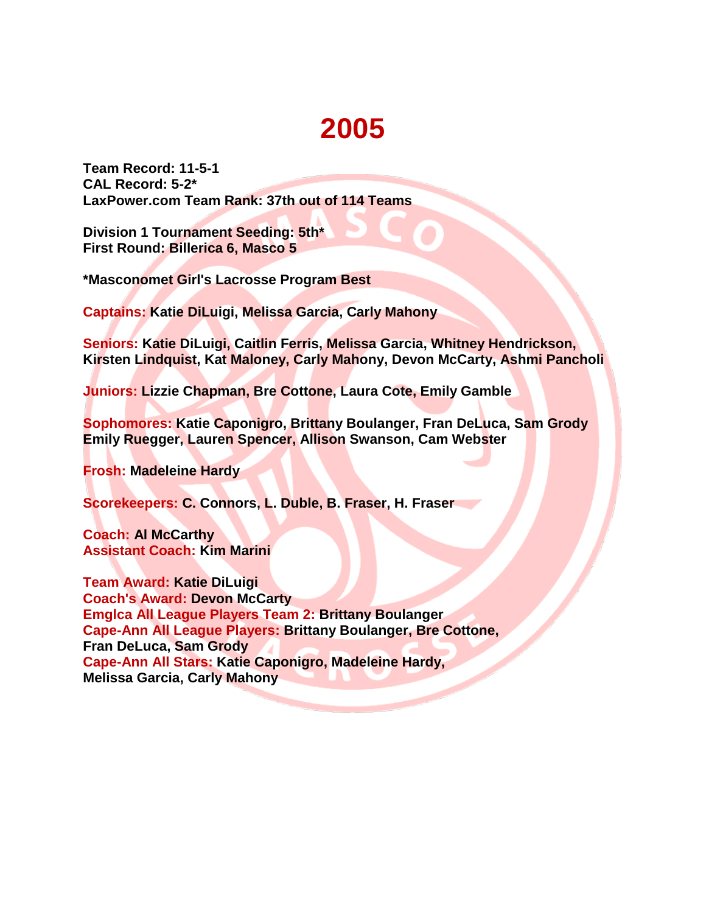# 2005

**Team Record: 11-5-1**
**CAL Record: 5-2***
**LaxPower.com Team Rank: 37th out of 114 Teams**

**Division 1 Tournament Seeding: 5th***
**First Round: Billerica 6, Masco 5**

***Masconomet Girl's Lacrosse Program Best**

**Captains: Katie DiLuigi, Melissa Garcia, Carly Mahony**

**Seniors: Katie DiLuigi, Caitlin Ferris, Melissa Garcia, Whitney Hendrickson, Kirsten Lindquist, Kat Maloney, Carly Mahony, Devon McCarty, Ashmi Pancholi**

**Juniors: Lizzie Chapman, Bre Cottone, Laura Cote, Emily Gamble**

**Sophomores: Katie Caponigro, Brittany Boulanger, Fran DeLuca, Sam Grody Emily Ruegger, Lauren Spencer, Allison Swanson, Cam Webster**

**Frosh: Madeleine Hardy**

**Scorekeepers: C. Connors, L. Duble, B. Fraser, H. Fraser**

**Coach: Al McCarthy**
**Assistant Coach: Kim Marini**

**Team Award: Katie DiLuigi**
**Coach's Award: Devon McCarty**
**Emglca All League Players Team 2: Brittany Boulanger**
**Cape-Ann All League Players: Brittany Boulanger, Bre Cottone, Fran DeLuca, Sam Grody**
**Cape-Ann All Stars: Katie Caponigro, Madeleine Hardy, Melissa Garcia, Carly Mahony**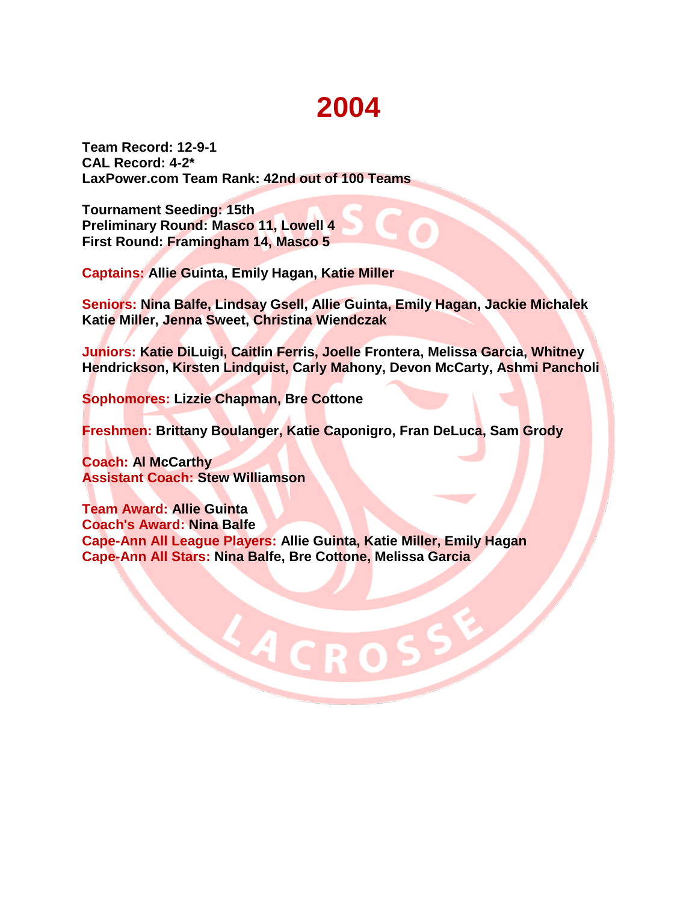# 2004

**Team Record: 12-9-1**
**CAL Record: 4-2***
**LaxPower.com Team Rank: 42nd out of 100 Teams**

**Tournament Seeding: 15th**
**Preliminary Round: Masco 11, Lowell 4**
**First Round: Framingham 14, Masco 5**

**Captains: Allie Guinta, Emily Hagan, Katie Miller**

**Seniors: Nina Balfe, Lindsay Gsell, Allie Guinta, Emily Hagan, Jackie Michalek Katie Miller, Jenna Sweet, Christina Wiendczak**

**Juniors: Katie DiLuigi, Caitlin Ferris, Joelle Frontera, Melissa Garcia, Whitney Hendrickson, Kirsten Lindquist, Carly Mahony, Devon McCarty, Ashmi Pancholi**

**Sophomores: Lizzie Chapman, Bre Cottone**

**Freshmen: Brittany Boulanger, Katie Caponigro, Fran DeLuca, Sam Grody**

**Coach: Al McCarthy**
**Assistant Coach: Stew Williamson**

**Team Award: Allie Guinta**
**Coach's Award: Nina Balfe**
**Cape-Ann All League Players: Allie Guinta, Katie Miller, Emily Hagan**
**Cape-Ann All Stars: Nina Balfe, Bre Cottone, Melissa Garcia**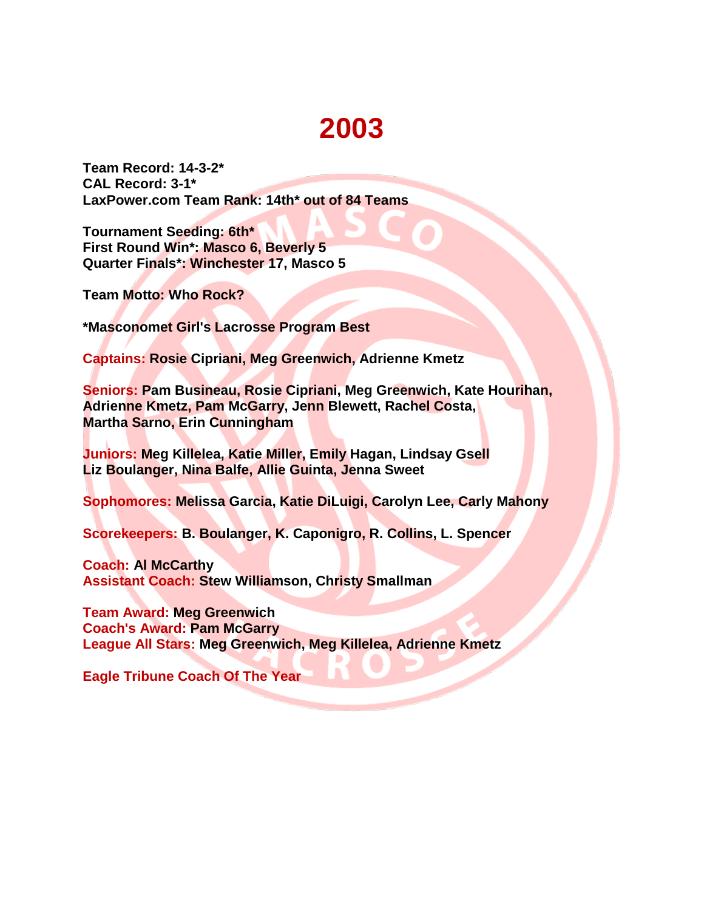# 2003

**Team Record: 14-3-2***
**CAL Record: 3-1***
**LaxPower.com Team Rank: 14th* out of 84 Teams**

**Tournament Seeding: 6th***
**First Round Win*: Masco 6, Beverly 5**
**Quarter Finals*: Winchester 17, Masco 5**

**Team Motto: Who Rock?**

**\*Masconomet Girl's Lacrosse Program Best**

**Captains:** **Rosie Cipriani, Meg Greenwich, Adrienne Kmetz**

**Seniors:** **Pam Busineau, Rosie Cipriani, Meg Greenwich, Kate Hourihan, Adrienne Kmetz, Pam McGarry, Jenn Blewett, Rachel Costa, Martha Sarno, Erin Cunningham**

**Juniors:** **Meg Killelea, Katie Miller, Emily Hagan, Lindsay Gsell Liz Boulanger, Nina Balfe, Allie Guinta, Jenna Sweet**

**Sophomores:** **Melissa Garcia, Katie DiLuigi, Carolyn Lee, Carly Mahony**

**Scorekeepers:** **B. Boulanger, K. Caponigro, R. Collins, L. Spencer**

**Coach:** **Al McCarthy**
**Assistant Coach:** **Stew Williamson, Christy Smallman**

**Team Award:** **Meg Greenwich**
**Coach's Award:** **Pam McGarry**
**League All Stars:** **Meg Greenwich, Meg Killelea, Adrienne Kmetz**

**Eagle Tribune Coach Of The Year**